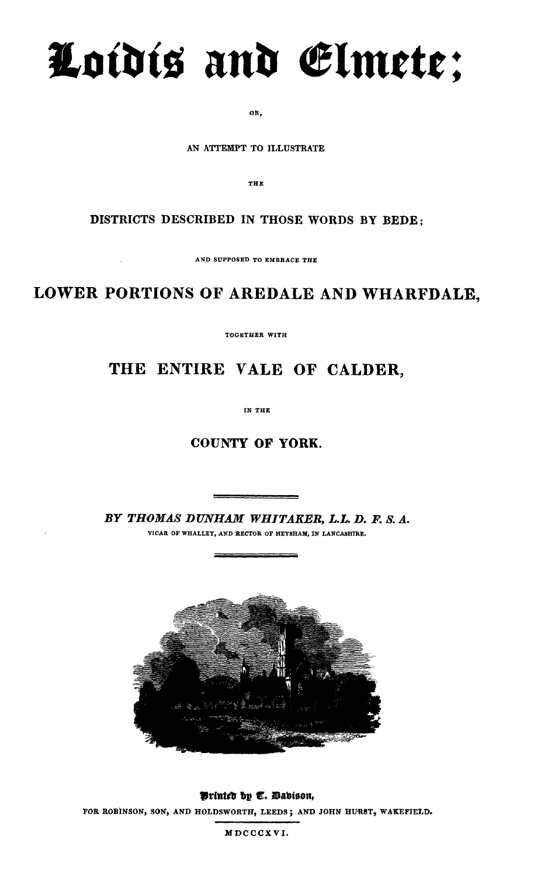# Loidis and Elmete;

OR,

AN ATTEMPT TO ILLUSTRATE

THE

DISTRICTS DESCRIBED IN THOSE WORDS BY BEDE;

AND SUPPOSED TO EMBRACE THE

## LOWER PORTIONS OF AREDALE AND WHARFDALE,

TOGETHER WITH

## THE ENTIRE VALE OF CALDER,

IN THE

## COUNTY OF YORK.

---

*BY THOMAS DUNHAM WHITAKER, L.L.D. F.S.A.*

VICAR OF WHALLEY, AND RECTOR OF HEYSHAM, IN LANCASHIRE.

---

Printed by T. Davison,

FOR ROBINSON, SON, AND HOLDSWORTH, LEEDS; AND JOHN HURST, WAKEFIELD.

MDCCCXVI.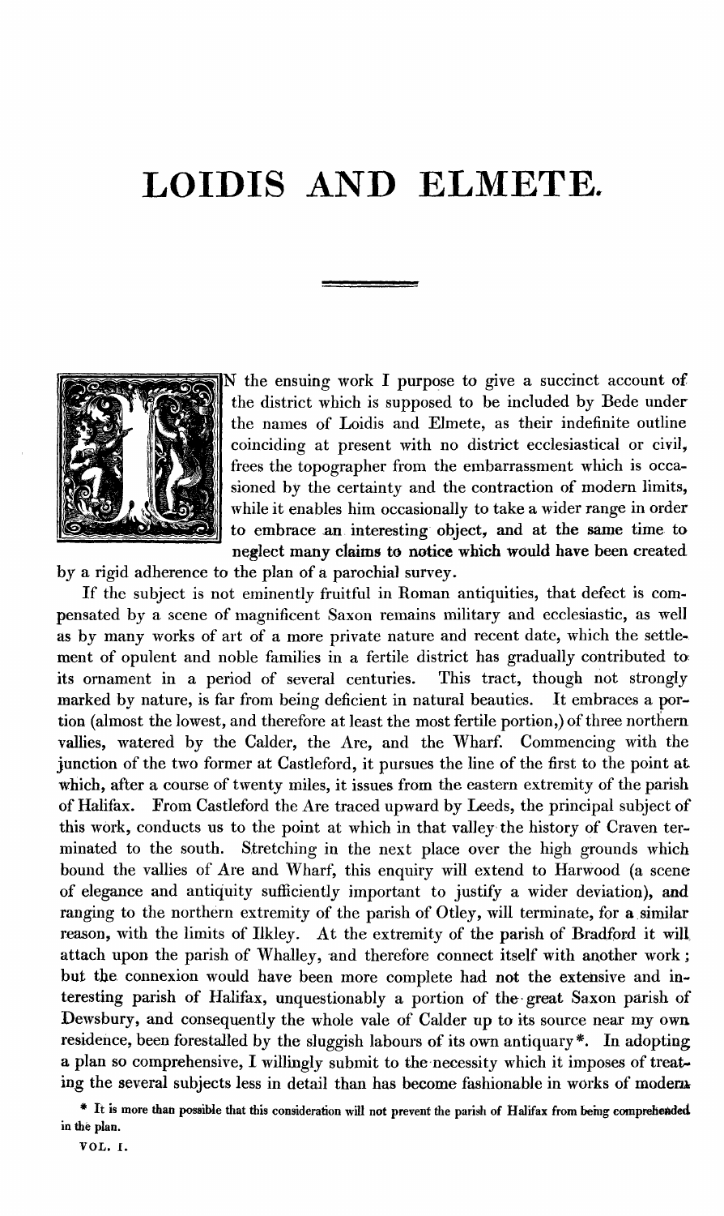# LOIDIS AND ELMETE.

IN the ensuing work I purpose to give a succinct account of the district which is supposed to be included by Bede under the names of Loidis and Elmete, as their indefinite outline coinciding at present with no district ecclesiastical or civil, frees the topographer from the embarrassment which is occasioned by the certainty and the contraction of modern limits, while it enables him occasionally to take a wider range in order to embrace an interesting object, and at the same time to neglect many claims to notice which would have been created by a rigid adherence to the plan of a parochial survey.

If the subject is not eminently fruitful in Roman antiquities, that defect is compensated by a scene of magnificent Saxon remains military and ecclesiastic, as well as by many works of art of a more private nature and recent date, which the settlement of opulent and noble families in a fertile district has gradually contributed to its ornament in a period of several centuries. This tract, though not strongly marked by nature, is far from being deficient in natural beauties. It embraces a portion (almost the lowest, and therefore at least the most fertile portion,) of three northern vallies, watered by the Calder, the Are, and the Wharf. Commencing with the junction of the two former at Castleford, it pursues the line of the first to the point at which, after a course of twenty miles, it issues from the eastern extremity of the parish of Halifax. From Castleford the Are traced upward by Leeds, the principal subject of this work, conducts us to the point at which in that valley the history of Craven terminated to the south. Stretching in the next place over the high grounds which bound the vallies of Are and Wharf, this enquiry will extend to Harwood (a scene of elegance and antiquity sufficiently important to justify a wider deviation), and ranging to the northern extremity of the parish of Otley, will terminate, for a similar reason, with the limits of Ilkley. At the extremity of the parish of Bradford it will attach upon the parish of Whalley, and therefore connect itself with another work; but the connexion would have been more complete had not the extensive and interesting parish of Halifax, unquestionably a portion of the great Saxon parish of Dewsbury, and consequently the whole vale of Calder up to its source near my own residence, been forestalled by the sluggish labours of its own antiquary*. In adopting a plan so comprehensive, I willingly submit to the necessity which it imposes of treating the several subjects less in detail than has become fashionable in works of modern

\* It is more than possible that this consideration will not prevent the parish of Halifax from being comprehended in the plan.

VOL. I.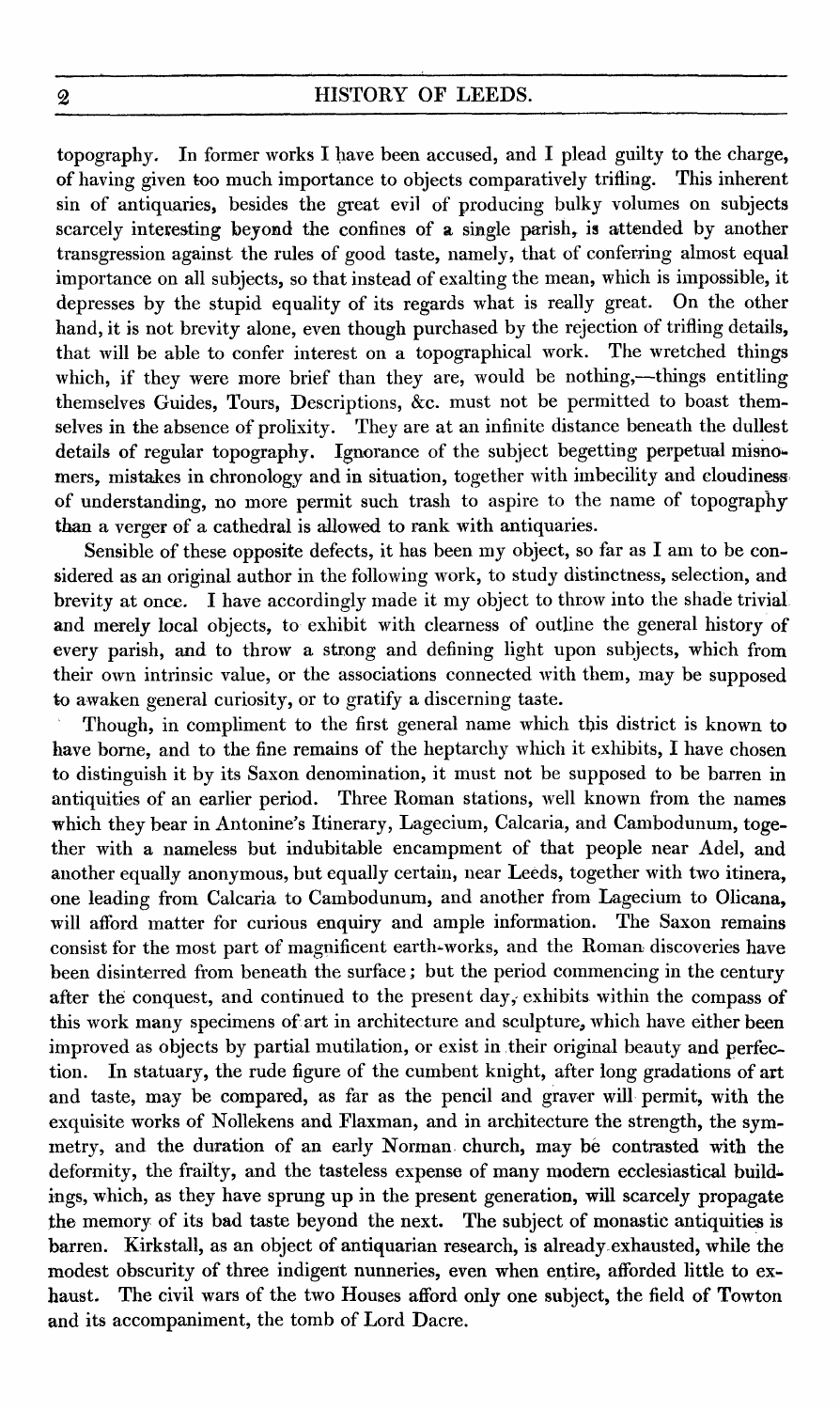topography. In former works I have been accused, and I plead guilty to the charge, of having given too much importance to objects comparatively trifling. This inherent sin of antiquaries, besides the great evil of producing bulky volumes on subjects scarcely interesting beyond the confines of a single parish, is attended by another transgression against the rules of good taste, namely, that of conferring almost equal importance on all subjects, so that instead of exalting the mean, which is impossible, it depresses by the stupid equality of its regards what is really great. On the other hand, it is not brevity alone, even though purchased by the rejection of trifling details, that will be able to confer interest on a topographical work. The wretched things which, if they were more brief than they are, would be nothing,—things entitling themselves Guides, Tours, Descriptions, &c. must not be permitted to boast themselves in the absence of prolixity. They are at an infinite distance beneath the dullest details of regular topography. Ignorance of the subject begetting perpetual misnomers, mistakes in chronology and in situation, together with imbecility and cloudiness of understanding, no more permit such trash to aspire to the name of topography than a verger of a cathedral is allowed to rank with antiquaries.

Sensible of these opposite defects, it has been my object, so far as I am to be considered as an original author in the following work, to study distinctness, selection, and brevity at once. I have accordingly made it my object to throw into the shade trivial and merely local objects, to exhibit with clearness of outline the general history of every parish, and to throw a strong and defining light upon subjects, which from their own intrinsic value, or the associations connected with them, may be supposed to awaken general curiosity, or to gratify a discerning taste.

Though, in compliment to the first general name which this district is known to have borne, and to the fine remains of the heptarchy which it exhibits, I have chosen to distinguish it by its Saxon denomination, it must not be supposed to be barren in antiquities of an earlier period. Three Roman stations, well known from the names which they bear in Antonine's Itinerary, Lagecium, Calcaria, and Cambodunum, together with a nameless but indubitable encampment of that people near Adel, and another equally anonymous, but equally certain, near Leeds, together with two itinera, one leading from Calcaria to Cambodunum, and another from Lagecium to Olicana, will afford matter for curious enquiry and ample information. The Saxon remains consist for the most part of magnificent earth-works, and the Roman discoveries have been disinterred from beneath the surface; but the period commencing in the century after the conquest, and continued to the present day, exhibits within the compass of this work many specimens of art in architecture and sculpture, which have either been improved as objects by partial mutilation, or exist in their original beauty and perfection. In statuary, the rude figure of the cumbent knight, after long gradations of art and taste, may be compared, as far as the pencil and graver will permit, with the exquisite works of Nollekens and Flaxman, and in architecture the strength, the symmetry, and the duration of an early Norman church, may be contrasted with the deformity, the frailty, and the tasteless expense of many modern ecclesiastical buildings, which, as they have sprung up in the present generation, will scarcely propagate the memory of its bad taste beyond the next. The subject of monastic antiquities is barren. Kirkstall, as an object of antiquarian research, is already exhausted, while the modest obscurity of three indigent nunneries, even when entire, afforded little to exhaust. The civil wars of the two Houses afford only one subject, the field of Towton and its accompaniment, the tomb of Lord Dacre.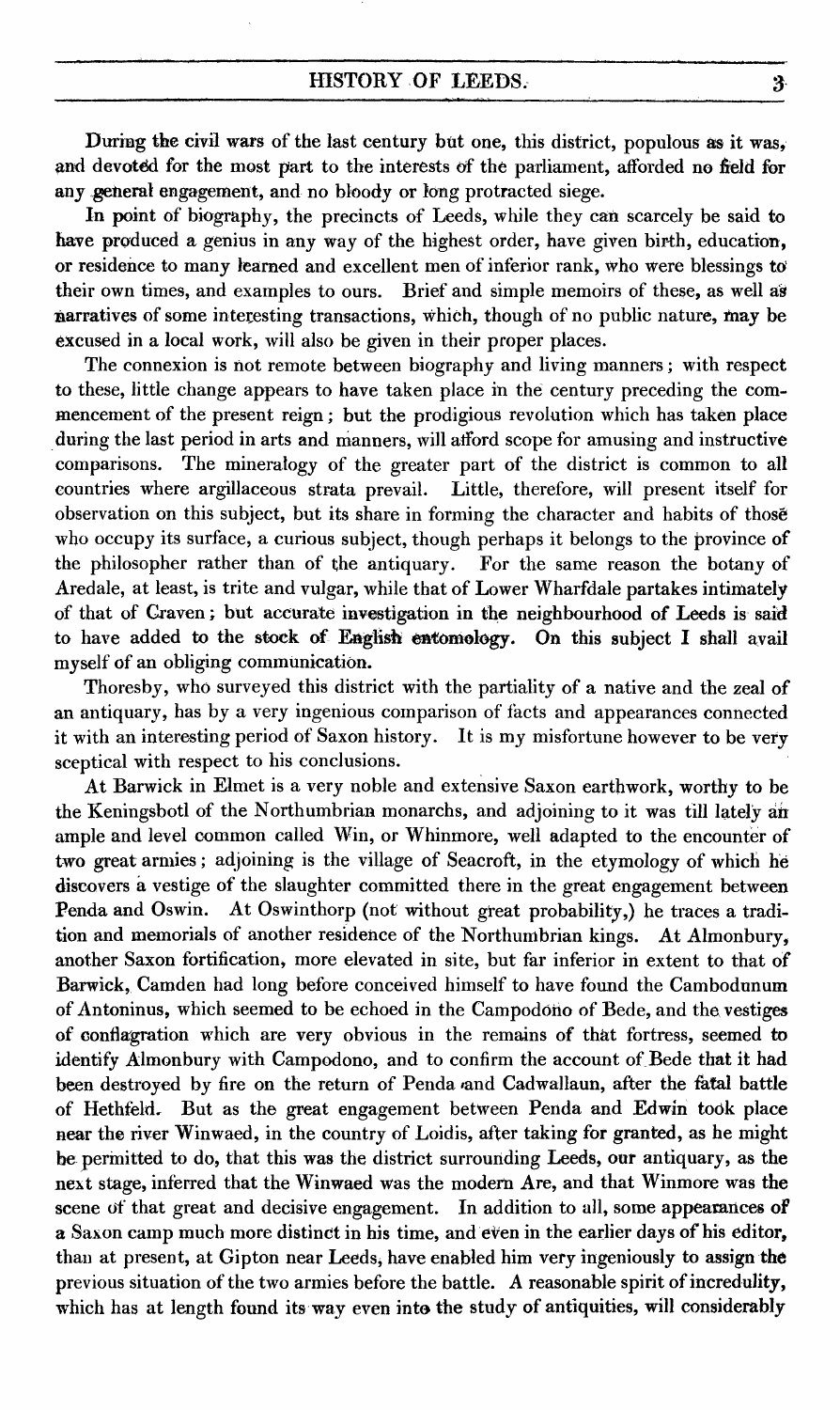During the civil wars of the last century but one, this district, populous as it was, and devoted for the most part to the interests of the parliament, afforded no field for any general engagement, and no bloody or long protracted siege.

In point of biography, the precincts of Leeds, while they can scarcely be said to have produced a genius in any way of the highest order, have given birth, education, or residence to many learned and excellent men of inferior rank, who were blessings to their own times, and examples to ours. Brief and simple memoirs of these, as well as narratives of some interesting transactions, which, though of no public nature, may be excused in a local work, will also be given in their proper places.

The connexion is not remote between biography and living manners; with respect to these, little change appears to have taken place in the century preceding the commencement of the present reign; but the prodigious revolution which has taken place during the last period in arts and manners, will afford scope for amusing and instructive comparisons. The mineralogy of the greater part of the district is common to all countries where argillaceous strata prevail. Little, therefore, will present itself for observation on this subject, but its share in forming the character and habits of those who occupy its surface, a curious subject, though perhaps it belongs to the province of the philosopher rather than of the antiquary. For the same reason the botany of Aredale, at least, is trite and vulgar, while that of Lower Wharfdale partakes intimately of that of Craven; but accurate investigation in the neighbourhood of Leeds is said to have added to the stock of English entomology. On this subject I shall avail myself of an obliging communication.

Thoresby, who surveyed this district with the partiality of a native and the zeal of an antiquary, has by a very ingenious comparison of facts and appearances connected it with an interesting period of Saxon history. It is my misfortune however to be very sceptical with respect to his conclusions.

At Barwick in Elmet is a very noble and extensive Saxon earthwork, worthy to be the Keningsbotl of the Northumbrian monarchs, and adjoining to it was till lately an ample and level common called Win, or Whinmore, well adapted to the encounter of two great armies; adjoining is the village of Seacroft, in the etymology of which he discovers a vestige of the slaughter committed there in the great engagement between Penda and Oswin. At Oswinthorp (not without great probability,) he traces a tradition and memorials of another residence of the Northumbrian kings. At Almonbury, another Saxon fortification, more elevated in site, but far inferior in extent to that of Barwick, Camden had long before conceived himself to have found the Cambodunum of Antoninus, which seemed to be echoed in the Campodono of Bede, and the vestiges of conflagration which are very obvious in the remains of that fortress, seemed to identify Almonbury with Campodono, and to confirm the account of Bede that it had been destroyed by fire on the return of Penda and Cadwallaun, after the fatal battle of Hethfeld. But as the great engagement between Penda and Edwin took place near the river Winwaed, in the country of Loidis, after taking for granted, as he might be permitted to do, that this was the district surrounding Leeds, our antiquary, as the next stage, inferred that the Winwaed was the modern Are, and that Winmore was the scene of that great and decisive engagement. In addition to all, some appearances of a Saxon camp much more distinct in his time, and even in the earlier days of his editor, than at present, at Gipton near Leeds, have enabled him very ingeniously to assign the previous situation of the two armies before the battle. A reasonable spirit of incredulity, which has at length found its way even into the study of antiquities, will considerably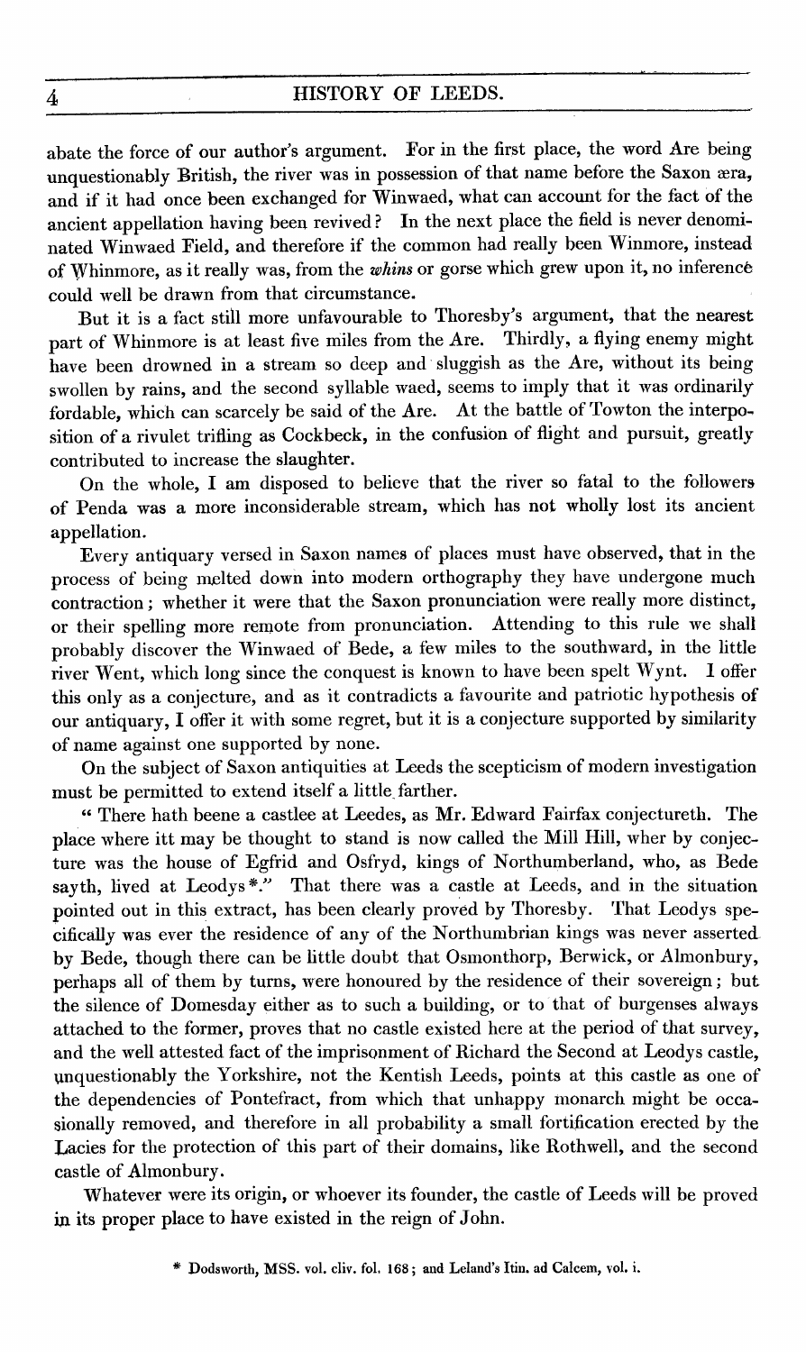abate the force of our author's argument. For in the first place, the word Are being unquestionably British, the river was in possession of that name before the Saxon æra, and if it had once been exchanged for Winwaed, what can account for the fact of the ancient appellation having been revived? In the next place the field is never denominated Winwaed Field, and therefore if the common had really been Winmore, instead of Whinmore, as it really was, from the *whins* or gorse which grew upon it, no inference could well be drawn from that circumstance.

But it is a fact still more unfavourable to Thoresby's argument, that the nearest part of Whinmore is at least five miles from the Are. Thirdly, a flying enemy might have been drowned in a stream so deep and sluggish as the Are, without its being swollen by rains, and the second syllable waed, seems to imply that it was ordinarily fordable, which can scarcely be said of the Are. At the battle of Towton the interposition of a rivulet trifling as Cockbeck, in the confusion of flight and pursuit, greatly contributed to increase the slaughter.

On the whole, I am disposed to believe that the river so fatal to the followers of Penda was a more inconsiderable stream, which has not wholly lost its ancient appellation.

Every antiquary versed in Saxon names of places must have observed, that in the process of being melted down into modern orthography they have undergone much contraction; whether it were that the Saxon pronunciation were really more distinct, or their spelling more remote from pronunciation. Attending to this rule we shall probably discover the Winwaed of Bede, a few miles to the southward, in the little river Went, which long since the conquest is known to have been spelt Wynt. I offer this only as a conjecture, and as it contradicts a favourite and patriotic hypothesis of our antiquary, I offer it with some regret, but it is a conjecture supported by similarity of name against one supported by none.

On the subject of Saxon antiquities at Leeds the scepticism of modern investigation must be permitted to extend itself a little farther.

"There hath beene a castlee at Leedes, as Mr. Edward Fairfax conjectureth. The place where itt may be thought to stand is now called the Mill Hill, wher by conjecture was the house of Egfrid and Osfryd, kings of Northumberland, who, as Bede sayth, lived at Leodys*." That there was a castle at Leeds, and in the situation pointed out in this extract, has been clearly proved by Thoresby. That Leodys specifically was ever the residence of any of the Northumbrian kings was never asserted by Bede, though there can be little doubt that Osmonthorp, Berwick, or Almonbury, perhaps all of them by turns, were honoured by the residence of their sovereign; but the silence of Domesday either as to such a building, or to that of burgesses always attached to the former, proves that no castle existed here at the period of that survey, and the well attested fact of the imprisonment of Richard the Second at Leodys castle, unquestionably the Yorkshire, not the Kentish Leeds, points at this castle as one of the dependencies of Pontefract, from which that unhappy monarch might be occasionally removed, and therefore in all probability a small fortification erected by the Lacies for the protection of this part of their domains, like Rothwell, and the second castle of Almonbury.

Whatever were its origin, or whoever its founder, the castle of Leeds will be proved in its proper place to have existed in the reign of John.

\* Dodsworth, MSS. vol. cliv. fol. 168; and Leland's Itin. ad Calcem, vol. i.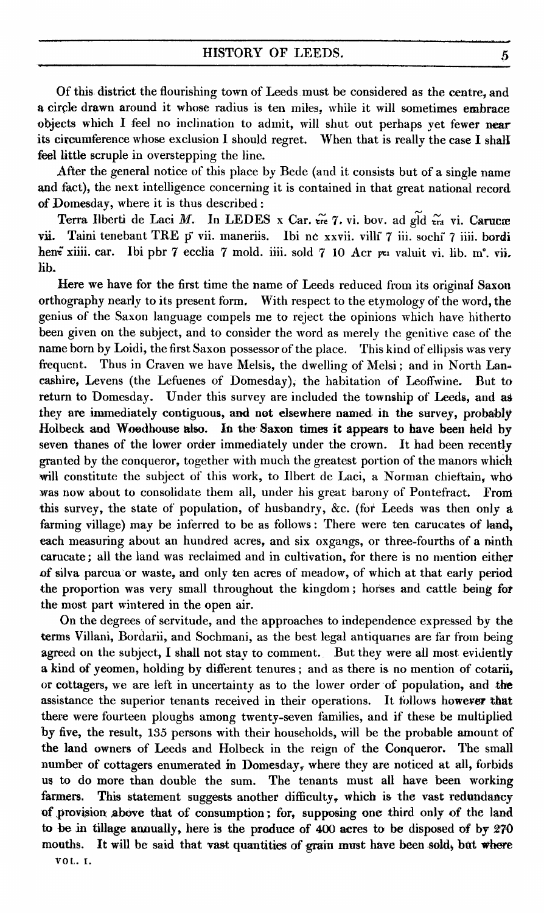Of this district the flourishing town of Leeds must be considered as the centre, and a circle drawn around it whose radius is ten miles, while it will sometimes embrace objects which I feel no inclination to admit, will shut out perhaps yet fewer near its circumference whose exclusion I should regret. When that is really the case I shall feel little scruple in overstepping the line.

After the general notice of this place by Bede (and it consists but of a single name and fact), the next intelligence concerning it is contained in that great national record of Domesday, where it is thus described:

Terra Ilberti de Laci *M.* In LEDES x Car. t̃re 7. vi. bov. ad g̃ld t̃ra vi. Carucæ vii. Taini tenebant TRE p̃ vii. maneriis. Ibi nc xxvii. villi 7 iii. sochi 7 iiii. bordi hent xiiii. car. Ibi pbr 7 ecclia 7 mold. iiii. sold 7 10 Acr p̃ti valuit vi. lib. m°. vii. lib.

Here we have for the first time the name of Leeds reduced from its original Saxon orthography nearly to its present form. With respect to the etymology of the word, the genius of the Saxon language compels me to reject the opinions which have hitherto been given on the subject, and to consider the word as merely the genitive case of the name born by Loidi, the first Saxon possessor of the place. This kind of ellipsis was very frequent. Thus in Craven we have Melsis, the dwelling of Melsi; and in North Lancashire, Levens (the Lefuenes of Domesday), the habitation of Leoffwine. But to return to Domesday. Under this survey are included the township of Leeds, and as they are immediately contiguous, and not elsewhere named in the survey, probably Holbeck and Woodhouse also. In the Saxon times it appears to have been held by seven thanes of the lower order immediately under the crown. It had been recently granted by the conqueror, together with much the greatest portion of the manors which will constitute the subject of this work, to Ilbert de Laci, a Norman chieftain, who was now about to consolidate them all, under his great barony of Pontefract. From this survey, the state of population, of husbandry, &c. (for Leeds was then only a farming village) may be inferred to be as follows: There were ten carucates of land, each measuring about an hundred acres, and six oxgangs, or three-fourths of a ninth carucate; all the land was reclaimed and in cultivation, for there is no mention either of silva parcua or waste, and only ten acres of meadow, of which at that early period the proportion was very small throughout the kingdom; horses and cattle being for the most part wintered in the open air.

On the degrees of servitude, and the approaches to independence expressed by the terms Villani, Bordarii, and Sochmani, as the best legal antiquaries are far from being agreed on the subject, I shall not stay to comment. But they were all most evidently a kind of yeomen, holding by different tenures; and as there is no mention of cotarii, or cottagers, we are left in uncertainty as to the lower order of population, and the assistance the superior tenants received in their operations. It follows however that there were fourteen ploughs among twenty-seven families, and if these be multiplied by five, the result, 135 persons with their households, will be the probable amount of the land owners of Leeds and Holbeck in the reign of the Conqueror. The small number of cottagers enumerated in Domesday, where they are noticed at all, forbids us to do more than double the sum. The tenants must all have been working farmers. This statement suggests another difficulty, which is the vast redundancy of provision above that of consumption; for, supposing one third only of the land to be in tillage annually, here is the produce of 400 acres to be disposed of by 270 mouths. It will be said that vast quantities of grain must have been sold, but where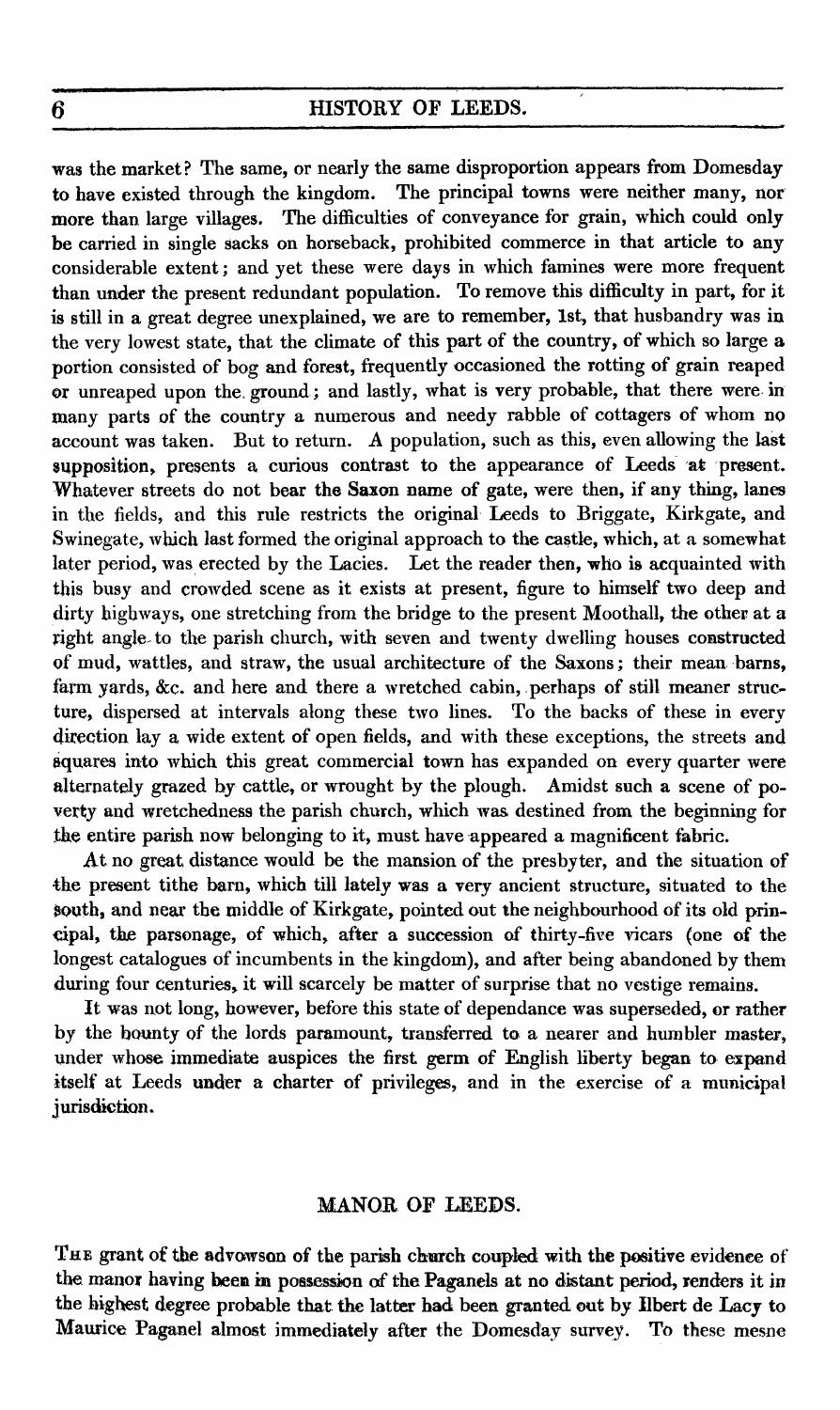was the market? The same, or nearly the same disproportion appears from Domesday to have existed through the kingdom. The principal towns were neither many, nor more than large villages. The difficulties of conveyance for grain, which could only be carried in single sacks on horseback, prohibited commerce in that article to any considerable extent; and yet these were days in which famines were more frequent than under the present redundant population. To remove this difficulty in part, for it is still in a great degree unexplained, we are to remember, 1st, that husbandry was in the very lowest state, that the climate of this part of the country, of which so large a portion consisted of bog and forest, frequently occasioned the rotting of grain reaped or unreaped upon the ground; and lastly, what is very probable, that there were in many parts of the country a numerous and needy rabble of cottagers of whom no account was taken. But to return. A population, such as this, even allowing the last supposition, presents a curious contrast to the appearance of Leeds at present. Whatever streets do not bear the Saxon name of gate, were then, if any thing, lanes in the fields, and this rule restricts the original Leeds to Briggate, Kirkgate, and Swinegate, which last formed the original approach to the castle, which, at a somewhat later period, was erected by the Lacies. Let the reader then, who is acquainted with this busy and crowded scene as it exists at present, figure to himself two deep and dirty highways, one stretching from the bridge to the present Moothall, the other at a right angle to the parish church, with seven and twenty dwelling houses constructed of mud, wattles, and straw, the usual architecture of the Saxons; their mean barns, farm yards, &c. and here and there a wretched cabin, perhaps of still meaner structure, dispersed at intervals along these two lines. To the backs of these in every direction lay a wide extent of open fields, and with these exceptions, the streets and squares into which this great commercial town has expanded on every quarter were alternately grazed by cattle, or wrought by the plough. Amidst such a scene of poverty and wretchedness the parish church, which was destined from the beginning for the entire parish now belonging to it, must have appeared a magnificent fabric.

At no great distance would be the mansion of the presbyter, and the situation of the present tithe barn, which till lately was a very ancient structure, situated to the south, and near the middle of Kirkgate, pointed out the neighbourhood of its old principal, the parsonage, of which, after a succession of thirty-five vicars (one of the longest catalogues of incumbents in the kingdom), and after being abandoned by them during four centuries, it will scarcely be matter of surprise that no vestige remains.

It was not long, however, before this state of dependance was superseded, or rather by the bounty of the lords paramount, transferred to a nearer and humbler master, under whose immediate auspices the first germ of English liberty began to expand itself at Leeds under a charter of privileges, and in the exercise of a municipal jurisdiction.

## MANOR OF LEEDS.

The grant of the advowson of the parish church coupled with the positive evidence of the manor having been in possession of the Paganels at no distant period, renders it in the highest degree probable that the latter had been granted out by Ilbert de Lacy to Maurice Paganel almost immediately after the Domesday survey. To these mesne